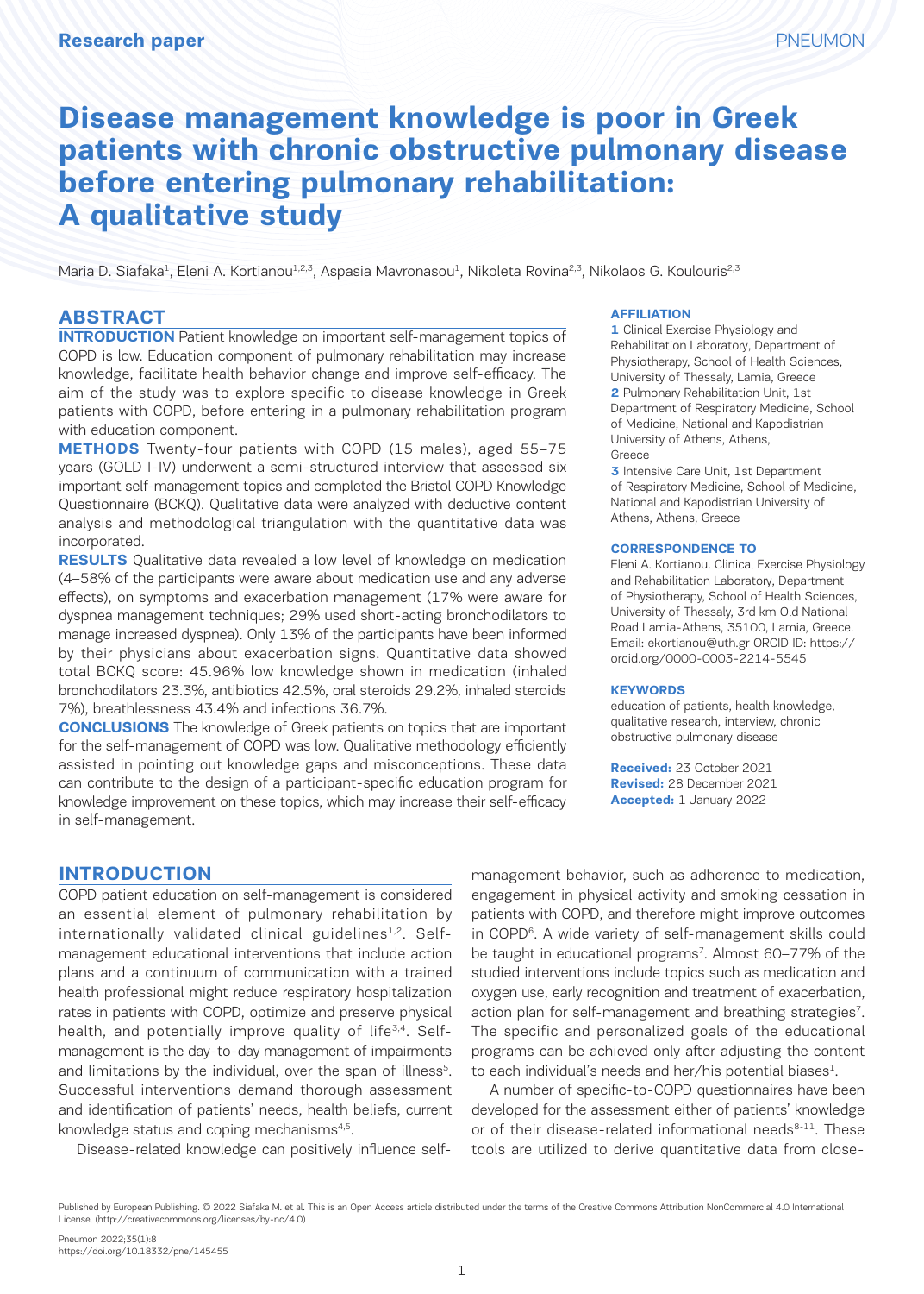Research paper

# Disease management knowledge is poor in Greek patients with chronic obstructive pulmonary disease before entering pulmonary rehabilitation: A qualitative study

Maria D. Siafaka[1], Eleni A. Kortianou[1,2,3], Aspasia Mavronasou[1], Nikoleta Rovina[2,3], Nikolaos G. Koulouris[2,3]

## ABSTRACT

**INTRODUCTION** Patient knowledge on important self-management topics of COPD is low. Education component of pulmonary rehabilitation may increase knowledge, facilitate health behavior change and improve self-efficacy. The aim of the study was to explore specific to disease knowledge in Greek patients with COPD, before entering in a pulmonary rehabilitation program with education component.

**METHODS** Twenty-four patients with COPD (15 males), aged 55–75 years (GOLD I-IV) underwent a semi-structured interview that assessed six important self-management topics and completed the Bristol COPD Knowledge Questionnaire (BCKQ). Qualitative data were analyzed with deductive content analysis and methodological triangulation with the quantitative data was incorporated.

**RESULTS** Qualitative data revealed a low level of knowledge on medication (4–58% of the participants were aware about medication use and any adverse effects), on symptoms and exacerbation management (17% were aware for dyspnea management techniques; 29% used short-acting bronchodilators to manage increased dyspnea). Only 13% of the participants have been informed by their physicians about exacerbation signs. Quantitative data showed total BCKQ score: 45.96% low knowledge shown in medication (inhaled bronchodilators 23.3%, antibiotics 42.5%, oral steroids 29.2%, inhaled steroids 7%), breathlessness 43.4% and infections 36.7%.

**CONCLUSIONS** The knowledge of Greek patients on topics that are important for the self-management of COPD was low. Qualitative methodology efficiently assisted in pointing out knowledge gaps and misconceptions. These data can contribute to the design of a participant-specific education program for knowledge improvement on these topics, which may increase their self-efficacy in self-management.

**AFFILIATION**

1 Clinical Exercise Physiology and Rehabilitation Laboratory, Department of Physiotherapy, School of Health Sciences, University of Thessaly, Lamia, Greece

2 Pulmonary Rehabilitation Unit, 1st Department of Respiratory Medicine, School of Medicine, National and Kapodistrian University of Athens, Athens, Greece

3 Intensive Care Unit, 1st Department of Respiratory Medicine, School of Medicine, National and Kapodistrian University of Athens, Athens, Greece

**CORRESPONDENCE TO**

Eleni A. Kortianou. Clinical Exercise Physiology and Rehabilitation Laboratory, Department of Physiotherapy, School of Health Sciences, University of Thessaly, 3rd km Old National Road Lamia-Athens, 35100, Lamia, Greece. Email: ekortianou@uth.gr ORCID ID: https://orcid.org/0000-0003-2214-5545

**KEYWORDS**

education of patients, health knowledge, qualitative research, interview, chronic obstructive pulmonary disease

**Received:** 23 October 2021
**Revised:** 28 December 2021
**Accepted:** 1 January 2022

## INTRODUCTION

COPD patient education on self-management is considered an essential element of pulmonary rehabilitation by internationally validated clinical guidelines[1,2]. Self-management educational interventions that include action plans and a continuum of communication with a trained health professional might reduce respiratory hospitalization rates in patients with COPD, optimize and preserve physical health, and potentially improve quality of life[3,4]. Self-management is the day-to-day management of impairments and limitations by the individual, over the span of illness[5]. Successful interventions demand thorough assessment and identification of patients' needs, health beliefs, current knowledge status and coping mechanisms[4,5].

Disease-related knowledge can positively influence self-management behavior, such as adherence to medication, engagement in physical activity and smoking cessation in patients with COPD, and therefore might improve outcomes in COPD[6]. A wide variety of self-management skills could be taught in educational programs[7]. Almost 60–77% of the studied interventions include topics such as medication and oxygen use, early recognition and treatment of exacerbation, action plan for self-management and breathing strategies[7]. The specific and personalized goals of the educational programs can be achieved only after adjusting the content to each individual's needs and her/his potential biases[1].

A number of specific-to-COPD questionnaires have been developed for the assessment either of patients' knowledge or of their disease-related informational needs[8-11]. These tools are utilized to derive quantitative data from close-

Published by European Publishing. © 2022 Siafaka M. et al. This is an Open Access article distributed under the terms of the Creative Commons Attribution NonCommercial 4.0 International License. (http://creativecommons.org/licenses/by-nc/4.0)

https://doi.org/10.18332/pne/145455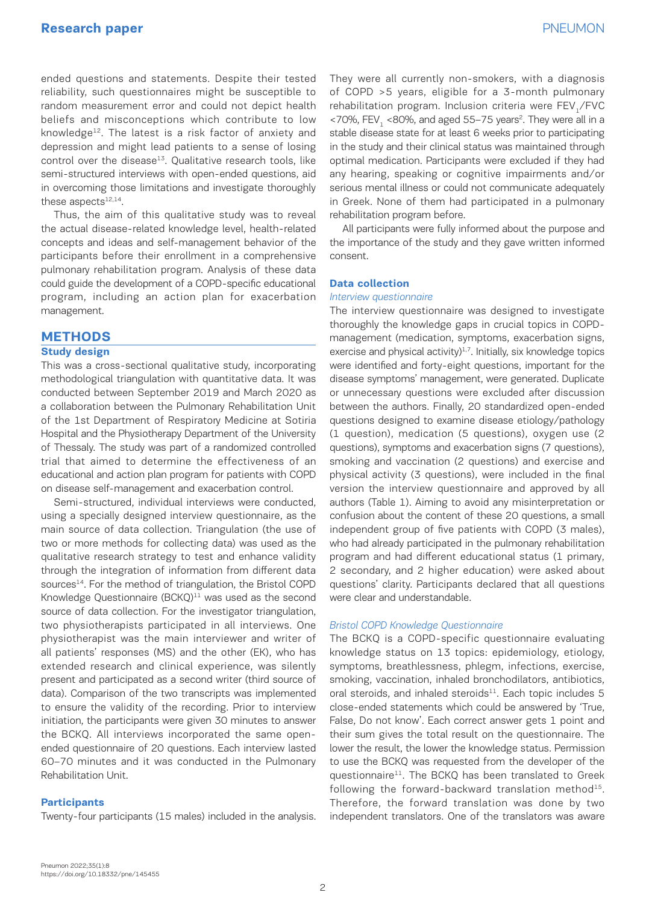ended questions and statements. Despite their tested reliability, such questionnaires might be susceptible to random measurement error and could not depict health beliefs and misconceptions which contribute to low knowledge[12]. The latest is a risk factor of anxiety and depression and might lead patients to a sense of losing control over the disease[13]. Qualitative research tools, like semi-structured interviews with open-ended questions, aid in overcoming those limitations and investigate thoroughly these aspects[12,14].

Thus, the aim of this qualitative study was to reveal the actual disease-related knowledge level, health-related concepts and ideas and self-management behavior of the participants before their enrollment in a comprehensive pulmonary rehabilitation program. Analysis of these data could guide the development of a COPD-specific educational program, including an action plan for exacerbation management.

## METHODS

### Study design

This was a cross-sectional qualitative study, incorporating methodological triangulation with quantitative data. It was conducted between September 2019 and March 2020 as a collaboration between the Pulmonary Rehabilitation Unit of the 1st Department of Respiratory Medicine at Sotiria Hospital and the Physiotherapy Department of the University of Thessaly. The study was part of a randomized controlled trial that aimed to determine the effectiveness of an educational and action plan program for patients with COPD on disease self-management and exacerbation control.

Semi-structured, individual interviews were conducted, using a specially designed interview questionnaire, as the main source of data collection. Triangulation (the use of two or more methods for collecting data) was used as the qualitative research strategy to test and enhance validity through the integration of information from different data sources[14]. For the method of triangulation, the Bristol COPD Knowledge Questionnaire (BCKQ)[11] was used as the second source of data collection. For the investigator triangulation, two physiotherapists participated in all interviews. One physiotherapist was the main interviewer and writer of all patients' responses (MS) and the other (EK), who has extended research and clinical experience, was silently present and participated as a second writer (third source of data). Comparison of the two transcripts was implemented to ensure the validity of the recording. Prior to interview initiation, the participants were given 30 minutes to answer the BCKQ. All interviews incorporated the same open-ended questionnaire of 20 questions. Each interview lasted 60–70 minutes and it was conducted in the Pulmonary Rehabilitation Unit.

### Participants

Twenty-four participants (15 males) included in the analysis. They were all currently non-smokers, with a diagnosis of COPD >5 years, eligible for a 3-month pulmonary rehabilitation program. Inclusion criteria were $FEV_1/FVC$ <70%, $FEV_1$ <80%, and aged 55–75 years[2]. They were all in a stable disease state for at least 6 weeks prior to participating in the study and their clinical status was maintained through optimal medication. Participants were excluded if they had any hearing, speaking or cognitive impairments and/or serious mental illness or could not communicate adequately in Greek. None of them had participated in a pulmonary rehabilitation program before.

All participants were fully informed about the purpose and the importance of the study and they gave written informed consent.

### Data collection

*Interview questionnaire*

The interview questionnaire was designed to investigate thoroughly the knowledge gaps in crucial topics in COPD-management (medication, symptoms, exacerbation signs, exercise and physical activity)[1,7]. Initially, six knowledge topics were identified and forty-eight questions, important for the disease symptoms' management, were generated. Duplicate or unnecessary questions were excluded after discussion between the authors. Finally, 20 standardized open-ended questions designed to examine disease etiology/pathology (1 question), medication (5 questions), oxygen use (2 questions), symptoms and exacerbation signs (7 questions), smoking and vaccination (2 questions) and exercise and physical activity (3 questions), were included in the final version the interview questionnaire and approved by all authors (Table 1). Aiming to avoid any misinterpretation or confusion about the content of these 20 questions, a small independent group of five patients with COPD (3 males), who had already participated in the pulmonary rehabilitation program and had different educational status (1 primary, 2 secondary, and 2 higher education) were asked about questions' clarity. Participants declared that all questions were clear and understandable.

*Bristol COPD Knowledge Questionnaire*

The BCKQ is a COPD-specific questionnaire evaluating knowledge status on 13 topics: epidemiology, etiology, symptoms, breathlessness, phlegm, infections, exercise, smoking, vaccination, inhaled bronchodilators, antibiotics, oral steroids, and inhaled steroids[11]. Each topic includes 5 close-ended statements which could be answered by 'True, False, Do not know'. Each correct answer gets 1 point and their sum gives the total result on the questionnaire. The lower the result, the lower the knowledge status. Permission to use the BCKQ was requested from the developer of the questionnaire[11]. The BCKQ has been translated to Greek following the forward-backward translation method[15]. Therefore, the forward translation was done by two independent translators. One of the translators was aware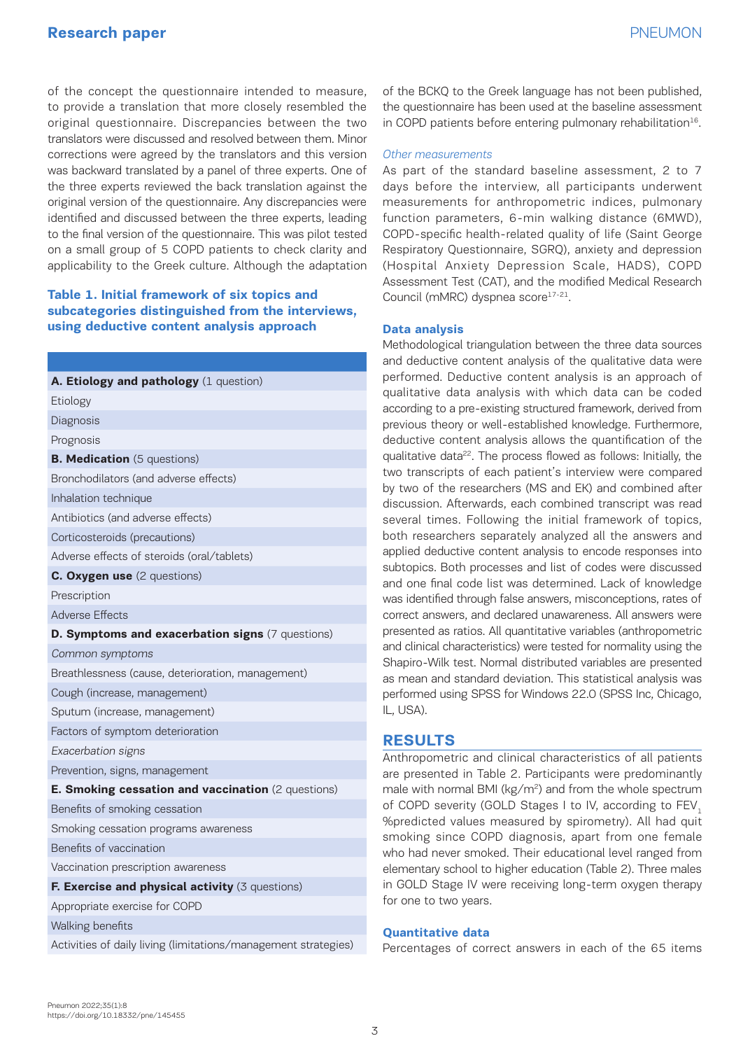of the concept the questionnaire intended to measure, to provide a translation that more closely resembled the original questionnaire. Discrepancies between the two translators were discussed and resolved between them. Minor corrections were agreed by the translators and this version was backward translated by a panel of three experts. One of the three experts reviewed the back translation against the original version of the questionnaire. Any discrepancies were identified and discussed between the three experts, leading to the final version of the questionnaire. This was pilot tested on a small group of 5 COPD patients to check clarity and applicability to the Greek culture. Although the adaptation of the BCKQ to the Greek language has not been published, the questionnaire has been used at the baseline assessment in COPD patients before entering pulmonary rehabilitation[16].

**Table 1. Initial framework of six topics and subcategories distinguished from the interviews, using deductive content analysis approach**

| |
|---|
| **A. Etiology and pathology** (1 question) |
| Etiology |
| Diagnosis |
| Prognosis |
| **B. Medication** (5 questions) |
| Bronchodilators (and adverse effects) |
| Inhalation technique |
| Antibiotics (and adverse effects) |
| Corticosteroids (precautions) |
| Adverse effects of steroids (oral/tablets) |
| **C. Oxygen use** (2 questions) |
| Prescription |
| Adverse Effects |
| **D. Symptoms and exacerbation signs** (7 questions) |
| *Common symptoms* |
| Breathlessness (cause, deterioration, management) |
| Cough (increase, management) |
| Sputum (increase, management) |
| Factors of symptom deterioration |
| *Exacerbation signs* |
| Prevention, signs, management |
| **E. Smoking cessation and vaccination** (2 questions) |
| Benefits of smoking cessation |
| Smoking cessation programs awareness |
| Benefits of vaccination |
| Vaccination prescription awareness |
| **F. Exercise and physical activity** (3 questions) |
| Appropriate exercise for COPD |
| Walking benefits |
| Activities of daily living (limitations/management strategies) |

### *Other measurements*

As part of the standard baseline assessment, 2 to 7 days before the interview, all participants underwent measurements for anthropometric indices, pulmonary function parameters, 6-min walking distance (6MWD), COPD-specific health-related quality of life (Saint George Respiratory Questionnaire, SGRQ), anxiety and depression (Hospital Anxiety Depression Scale, HADS), COPD Assessment Test (CAT), and the modified Medical Research Council (mMRC) dyspnea score[17-21].

### Data analysis

Methodological triangulation between the three data sources and deductive content analysis of the qualitative data were performed. Deductive content analysis is an approach of qualitative data analysis with which data can be coded according to a pre-existing structured framework, derived from previous theory or well-established knowledge. Furthermore, deductive content analysis allows the quantification of the qualitative data[22]. The process flowed as follows: Initially, the two transcripts of each patient's interview were compared by two of the researchers (MS and EK) and combined after discussion. Afterwards, each combined transcript was read several times. Following the initial framework of topics, both researchers separately analyzed all the answers and applied deductive content analysis to encode responses into subtopics. Both processes and list of codes were discussed and one final code list was determined. Lack of knowledge was identified through false answers, misconceptions, rates of correct answers, and declared unawareness. All answers were presented as ratios. All quantitative variables (anthropometric and clinical characteristics) were tested for normality using the Shapiro-Wilk test. Normal distributed variables are presented as mean and standard deviation. This statistical analysis was performed using SPSS for Windows 22.0 (SPSS Inc, Chicago, IL, USA).

## RESULTS

Anthropometric and clinical characteristics of all patients are presented in Table 2. Participants were predominantly male with normal BMI (kg/m$^2$) and from the whole spectrum of COPD severity (GOLD Stages I to IV, according to $FEV_1$ %predicted values measured by spirometry). All had quit smoking since COPD diagnosis, apart from one female who had never smoked. Their educational level ranged from elementary school to higher education (Table 2). Three males in GOLD Stage IV were receiving long-term oxygen therapy for one to two years.

### Quantitative data

Percentages of correct answers in each of the 65 items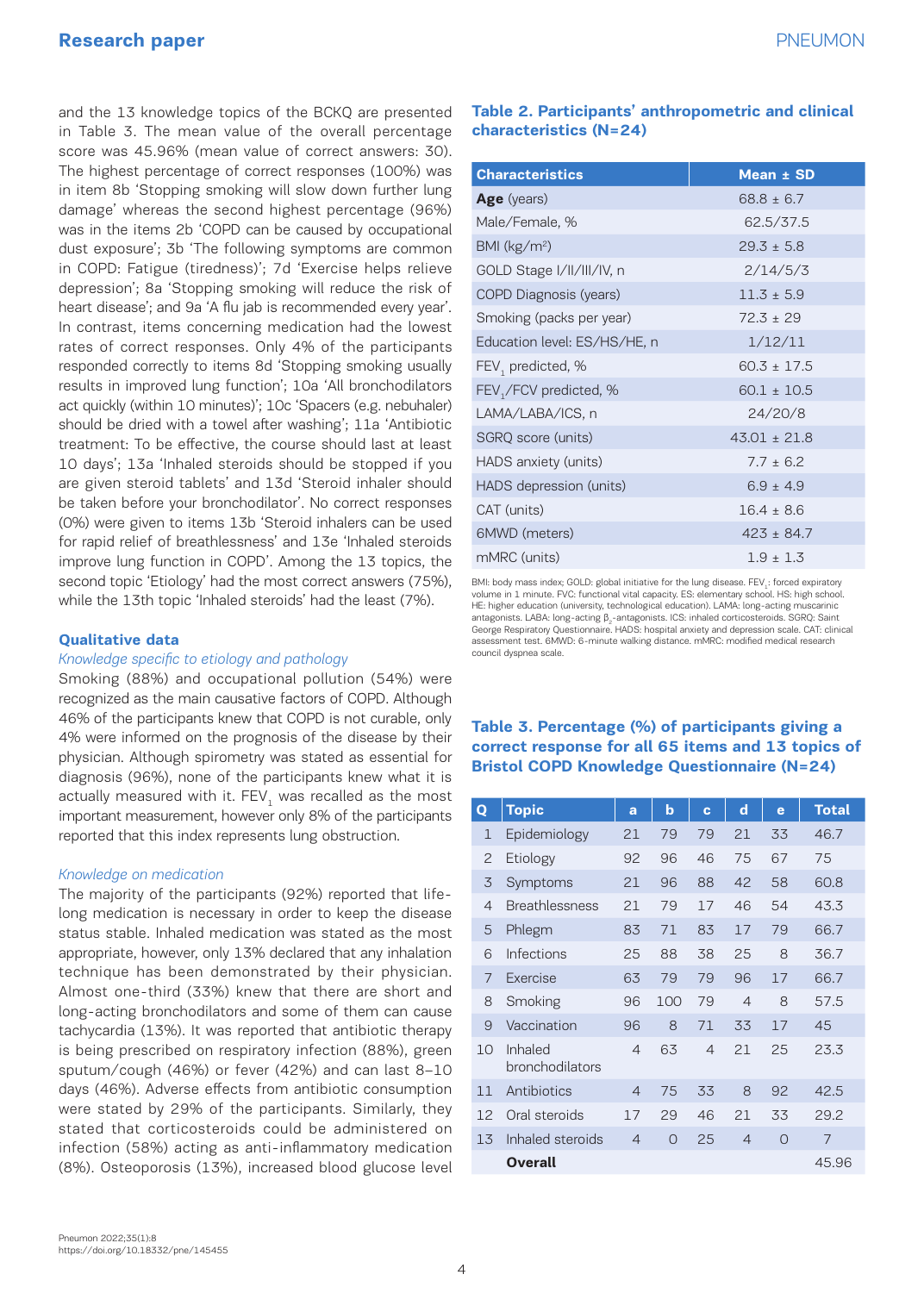and the 13 knowledge topics of the BCKQ are presented in Table 3. The mean value of the overall percentage score was 45.96% (mean value of correct answers: 30). The highest percentage of correct responses (100%) was in item 8b 'Stopping smoking will slow down further lung damage' whereas the second highest percentage (96%) was in the items 2b 'COPD can be caused by occupational dust exposure'; 3b 'The following symptoms are common in COPD: Fatigue (tiredness)'; 7d 'Exercise helps relieve depression'; 8a 'Stopping smoking will reduce the risk of heart disease'; and 9a 'A flu jab is recommended every year'. In contrast, items concerning medication had the lowest rates of correct responses. Only 4% of the participants responded correctly to items 8d 'Stopping smoking usually results in improved lung function'; 10a 'All bronchodilators act quickly (within 10 minutes)'; 10c 'Spacers (e.g. nebuhaler) should be dried with a towel after washing'; 11a 'Antibiotic treatment: To be effective, the course should last at least 10 days'; 13a 'Inhaled steroids should be stopped if you are given steroid tablets' and 13d 'Steroid inhaler should be taken before your bronchodilator'. No correct responses (0%) were given to items 13b 'Steroid inhalers can be used for rapid relief of breathlessness' and 13e 'Inhaled steroids improve lung function in COPD'. Among the 13 topics, the second topic 'Etiology' had the most correct answers (75%), while the 13th topic 'Inhaled steroids' had the least (7%).

### Qualitative data

*Knowledge specific to etiology and pathology*

Smoking (88%) and occupational pollution (54%) were recognized as the main causative factors of COPD. Although 46% of the participants knew that COPD is not curable, only 4% were informed on the prognosis of the disease by their physician. Although spirometry was stated as essential for diagnosis (96%), none of the participants knew what it is actually measured with it. $FEV_1$ was recalled as the most important measurement, however only 8% of the participants reported that this index represents lung obstruction.

*Knowledge on medication*

The majority of the participants (92%) reported that life-long medication is necessary in order to keep the disease status stable. Inhaled medication was stated as the most appropriate, however, only 13% declared that any inhalation technique has been demonstrated by their physician. Almost one-third (33%) knew that there are short and long-acting bronchodilators and some of them can cause tachycardia (13%). It was reported that antibiotic therapy is being prescribed on respiratory infection (88%), green sputum/cough (46%) or fever (42%) and can last 8–10 days (46%). Adverse effects from antibiotic consumption were stated by 29% of the participants. Similarly, they stated that corticosteroids could be administered on infection (58%) acting as anti-inflammatory medication (8%). Osteoporosis (13%), increased blood glucose level

**Table 2. Participants' anthropometric and clinical characteristics (N=24)**

| Characteristics | Mean ± SD |
|---|---|
| **Age** (years) | 68.8 ± 6.7 |
| Male/Female, % | 62.5/37.5 |
| BMI (kg/m²) | 29.3 ± 5.8 |
| GOLD Stage I/II/III/IV, n | 2/14/5/3 |
| COPD Diagnosis (years) | 11.3 ± 5.9 |
| Smoking (packs per year) | 72.3 ± 29 |
| Education level: ES/HS/HE, n | 1/12/11 |
| $FEV_1$ predicted, % | 60.3 ± 17.5 |
| $FEV_1$/FCV predicted, % | 60.1 ± 10.5 |
| LAMA/LABA/ICS, n | 24/20/8 |
| SGRQ score (units) | 43.01 ± 21.8 |
| HADS anxiety (units) | 7.7 ± 6.2 |
| HADS depression (units) | 6.9 ± 4.9 |
| CAT (units) | 16.4 ± 8.6 |
| 6MWD (meters) | 423 ± 84.7 |
| mMRC (units) | 1.9 ± 1.3 |

BMI: body mass index; GOLD: global initiative for the lung disease. $FEV_1$: forced expiratory volume in 1 minute. FVC: functional vital capacity. ES: elementary school. HS: high school. HE: higher education (university, technological education). LAMA: long-acting muscarinic antagonists. LABA: long-acting $\beta_2$-antagonists. ICS: inhaled corticosteroids. SGRQ: Saint George Respiratory Questionnaire. HADS: hospital anxiety and depression scale. CAT: clinical assessment test. 6MWD: 6-minute walking distance. mMRC: modified medical research council dyspnea scale.

**Table 3. Percentage (%) of participants giving a correct response for all 65 items and 13 topics of Bristol COPD Knowledge Questionnaire (N=24)**

| Q | Topic | a | b | c | d | e | Total |
|---|---|---|---|---|---|---|---|
| 1 | Epidemiology | 21 | 79 | 79 | 21 | 33 | 46.7 |
| 2 | Etiology | 92 | 96 | 46 | 75 | 67 | 75 |
| 3 | Symptoms | 21 | 96 | 88 | 42 | 58 | 60.8 |
| 4 | Breathlessness | 21 | 79 | 17 | 46 | 54 | 43.3 |
| 5 | Phlegm | 83 | 71 | 83 | 17 | 79 | 66.7 |
| 6 | Infections | 25 | 88 | 38 | 25 | 8 | 36.7 |
| 7 | Exercise | 63 | 79 | 79 | 96 | 17 | 66.7 |
| 8 | Smoking | 96 | 100 | 79 | 4 | 8 | 57.5 |
| 9 | Vaccination | 96 | 8 | 71 | 33 | 17 | 45 |
| 10 | Inhaled bronchodilators | 4 | 63 | 4 | 21 | 25 | 23.3 |
| 11 | Antibiotics | 4 | 75 | 33 | 8 | 92 | 42.5 |
| 12 | Oral steroids | 17 | 29 | 46 | 21 | 33 | 29.2 |
| 13 | Inhaled steroids | 4 | 0 | 25 | 4 | 0 | 7 |
| | **Overall** | | | | | | 45.96 |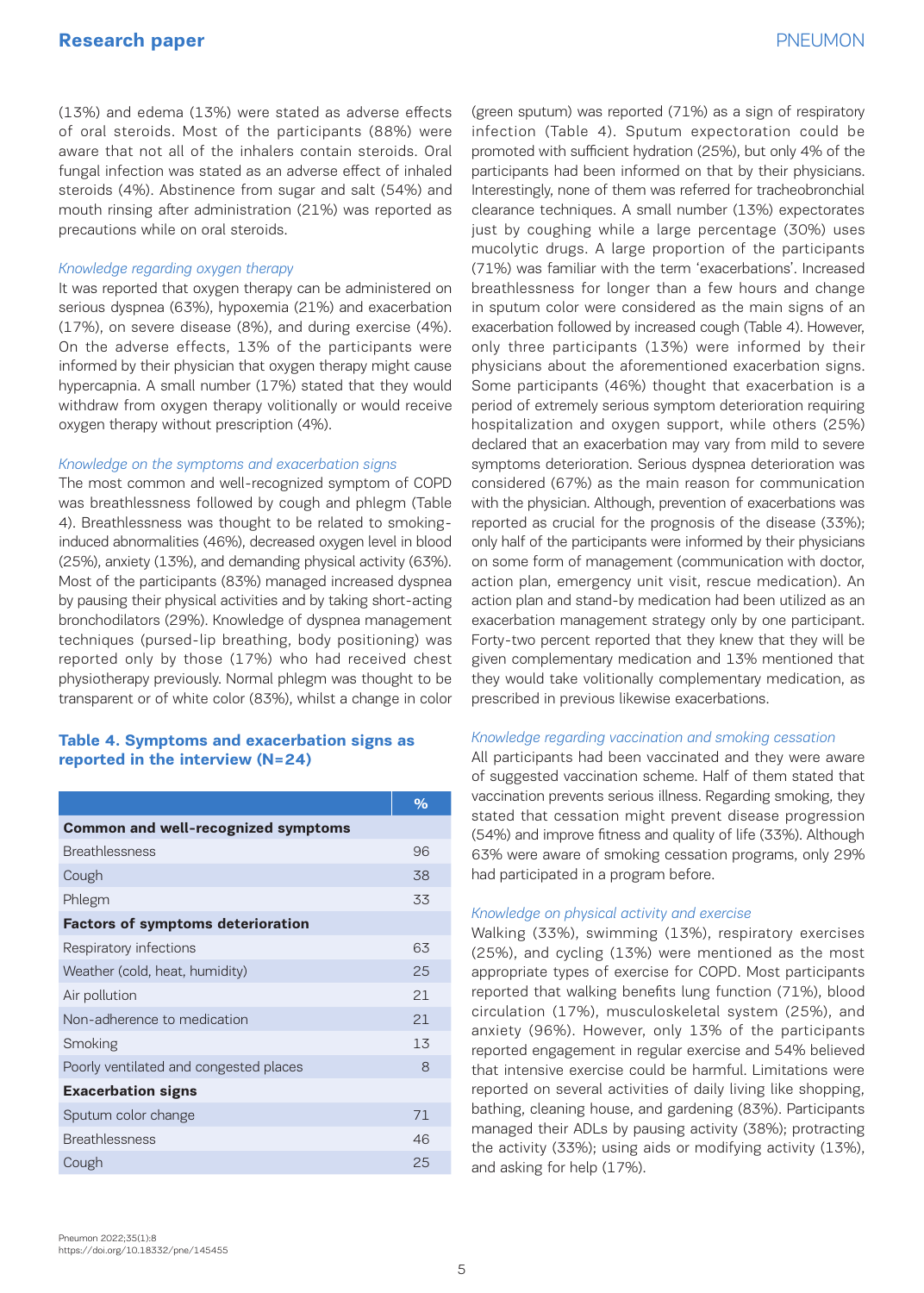(13%) and edema (13%) were stated as adverse effects of oral steroids. Most of the participants (88%) were aware that not all of the inhalers contain steroids. Oral fungal infection was stated as an adverse effect of inhaled steroids (4%). Abstinence from sugar and salt (54%) and mouth rinsing after administration (21%) was reported as precautions while on oral steroids.

*Knowledge regarding oxygen therapy*

It was reported that oxygen therapy can be administered on serious dyspnea (63%), hypoxemia (21%) and exacerbation (17%), on severe disease (8%), and during exercise (4%). On the adverse effects, 13% of the participants were informed by their physician that oxygen therapy might cause hypercapnia. A small number (17%) stated that they would withdraw from oxygen therapy volitionally or would receive oxygen therapy without prescription (4%).

*Knowledge on the symptoms and exacerbation signs*

The most common and well-recognized symptom of COPD was breathlessness followed by cough and phlegm (Table 4). Breathlessness was thought to be related to smoking-induced abnormalities (46%), decreased oxygen level in blood (25%), anxiety (13%), and demanding physical activity (63%). Most of the participants (83%) managed increased dyspnea by pausing their physical activities and by taking short-acting bronchodilators (29%). Knowledge of dyspnea management techniques (pursed-lip breathing, body positioning) was reported only by those (17%) who had received chest physiotherapy previously. Normal phlegm was thought to be transparent or of white color (83%), whilst a change in color (green sputum) was reported (71%) as a sign of respiratory infection (Table 4). Sputum expectoration could be promoted with sufficient hydration (25%), but only 4% of the participants had been informed on that by their physicians. Interestingly, none of them was referred for tracheobronchial clearance techniques. A small number (13%) expectorates just by coughing while a large percentage (30%) uses mucolytic drugs. A large proportion of the participants (71%) was familiar with the term 'exacerbations'. Increased breathlessness for longer than a few hours and change in sputum color were considered as the main signs of an exacerbation followed by increased cough (Table 4). However, only three participants (13%) were informed by their physicians about the aforementioned exacerbation signs. Some participants (46%) thought that exacerbation is a period of extremely serious symptom deterioration requiring hospitalization and oxygen support, while others (25%) declared that an exacerbation may vary from mild to severe symptoms deterioration. Serious dyspnea deterioration was considered (67%) as the main reason for communication with the physician. Although, prevention of exacerbations was reported as crucial for the prognosis of the disease (33%); only half of the participants were informed by their physicians on some form of management (communication with doctor, action plan, emergency unit visit, rescue medication). An action plan and stand-by medication had been utilized as an exacerbation management strategy only by one participant. Forty-two percent reported that they knew that they will be given complementary medication and 13% mentioned that they would take volitionally complementary medication, as prescribed in previous likewise exacerbations.

**Table 4. Symptoms and exacerbation signs as reported in the interview (N=24)**

| | % |
|---|---|
| **Common and well-recognized symptoms** | |
| Breathlessness | 96 |
| Cough | 38 |
| Phlegm | 33 |
| **Factors of symptoms deterioration** | |
| Respiratory infections | 63 |
| Weather (cold, heat, humidity) | 25 |
| Air pollution | 21 |
| Non-adherence to medication | 21 |
| Smoking | 13 |
| Poorly ventilated and congested places | 8 |
| **Exacerbation signs** | |
| Sputum color change | 71 |
| Breathlessness | 46 |
| Cough | 25 |

*Knowledge regarding vaccination and smoking cessation*

All participants had been vaccinated and they were aware of suggested vaccination scheme. Half of them stated that vaccination prevents serious illness. Regarding smoking, they stated that cessation might prevent disease progression (54%) and improve fitness and quality of life (33%). Although 63% were aware of smoking cessation programs, only 29% had participated in a program before.

*Knowledge on physical activity and exercise*

Walking (33%), swimming (13%), respiratory exercises (25%), and cycling (13%) were mentioned as the most appropriate types of exercise for COPD. Most participants reported that walking benefits lung function (71%), blood circulation (17%), musculoskeletal system (25%), and anxiety (96%). However, only 13% of the participants reported engagement in regular exercise and 54% believed that intensive exercise could be harmful. Limitations were reported on several activities of daily living like shopping, bathing, cleaning house, and gardening (83%). Participants managed their ADLs by pausing activity (38%); protracting the activity (33%); using aids or modifying activity (13%), and asking for help (17%).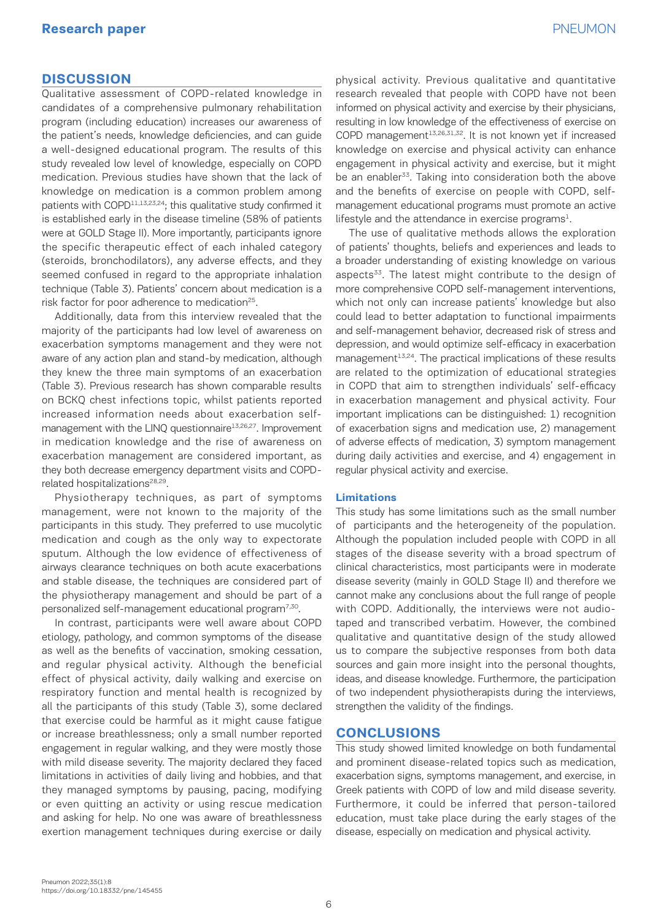## DISCUSSION

Qualitative assessment of COPD-related knowledge in candidates of a comprehensive pulmonary rehabilitation program (including education) increases our awareness of the patient's needs, knowledge deficiencies, and can guide a well-designed educational program. The results of this study revealed low level of knowledge, especially on COPD medication. Previous studies have shown that the lack of knowledge on medication is a common problem among patients with COPD[11,13,23,24]; this qualitative study confirmed it is established early in the disease timeline (58% of patients were at GOLD Stage II). More importantly, participants ignore the specific therapeutic effect of each inhaled category (steroids, bronchodilators), any adverse effects, and they seemed confused in regard to the appropriate inhalation technique (Table 3). Patients' concern about medication is a risk factor for poor adherence to medication[25].

Additionally, data from this interview revealed that the majority of the participants had low level of awareness on exacerbation symptoms management and they were not aware of any action plan and stand-by medication, although they knew the three main symptoms of an exacerbation (Table 3). Previous research has shown comparable results on BCKQ chest infections topic, whilst patients reported increased information needs about exacerbation self-management with the LINQ questionnaire[13,26,27]. Improvement in medication knowledge and the rise of awareness on exacerbation management are considered important, as they both decrease emergency department visits and COPD-related hospitalizations[28,29].

Physiotherapy techniques, as part of symptoms management, were not known to the majority of the participants in this study. They preferred to use mucolytic medication and cough as the only way to expectorate sputum. Although the low evidence of effectiveness of airways clearance techniques on both acute exacerbations and stable disease, the techniques are considered part of the physiotherapy management and should be part of a personalized self-management educational program[7,30].

In contrast, participants were well aware about COPD etiology, pathology, and common symptoms of the disease as well as the benefits of vaccination, smoking cessation, and regular physical activity. Although the beneficial effect of physical activity, daily walking and exercise on respiratory function and mental health is recognized by all the participants of this study (Table 3), some declared that exercise could be harmful as it might cause fatigue or increase breathlessness; only a small number reported engagement in regular walking, and they were mostly those with mild disease severity. The majority declared they faced limitations in activities of daily living and hobbies, and that they managed symptoms by pausing, pacing, modifying or even quitting an activity or using rescue medication and asking for help. No one was aware of breathlessness exertion management techniques during exercise or daily physical activity. Previous qualitative and quantitative research revealed that people with COPD have not been informed on physical activity and exercise by their physicians, resulting in low knowledge of the effectiveness of exercise on COPD management[13,26,31,32]. It is not known yet if increased knowledge on exercise and physical activity can enhance engagement in physical activity and exercise, but it might be an enabler[33]. Taking into consideration both the above and the benefits of exercise on people with COPD, self-management educational programs must promote an active lifestyle and the attendance in exercise programs[1].

The use of qualitative methods allows the exploration of patients' thoughts, beliefs and experiences and leads to a broader understanding of existing knowledge on various aspects[33]. The latest might contribute to the design of more comprehensive COPD self-management interventions, which not only can increase patients' knowledge but also could lead to better adaptation to functional impairments and self-management behavior, decreased risk of stress and depression, and would optimize self-efficacy in exacerbation management[13,24]. The practical implications of these results are related to the optimization of educational strategies in COPD that aim to strengthen individuals' self-efficacy in exacerbation management and physical activity. Four important implications can be distinguished: 1) recognition of exacerbation signs and medication use, 2) management of adverse effects of medication, 3) symptom management during daily activities and exercise, and 4) engagement in regular physical activity and exercise.

### Limitations

This study has some limitations such as the small number of participants and the heterogeneity of the population. Although the population included people with COPD in all stages of the disease severity with a broad spectrum of clinical characteristics, most participants were in moderate disease severity (mainly in GOLD Stage II) and therefore we cannot make any conclusions about the full range of people with COPD. Additionally, the interviews were not audio-taped and transcribed verbatim. However, the combined qualitative and quantitative design of the study allowed us to compare the subjective responses from both data sources and gain more insight into the personal thoughts, ideas, and disease knowledge. Furthermore, the participation of two independent physiotherapists during the interviews, strengthen the validity of the findings.

## CONCLUSIONS

This study showed limited knowledge on both fundamental and prominent disease-related topics such as medication, exacerbation signs, symptoms management, and exercise, in Greek patients with COPD of low and mild disease severity. Furthermore, it could be inferred that person-tailored education, must take place during the early stages of the disease, especially on medication and physical activity.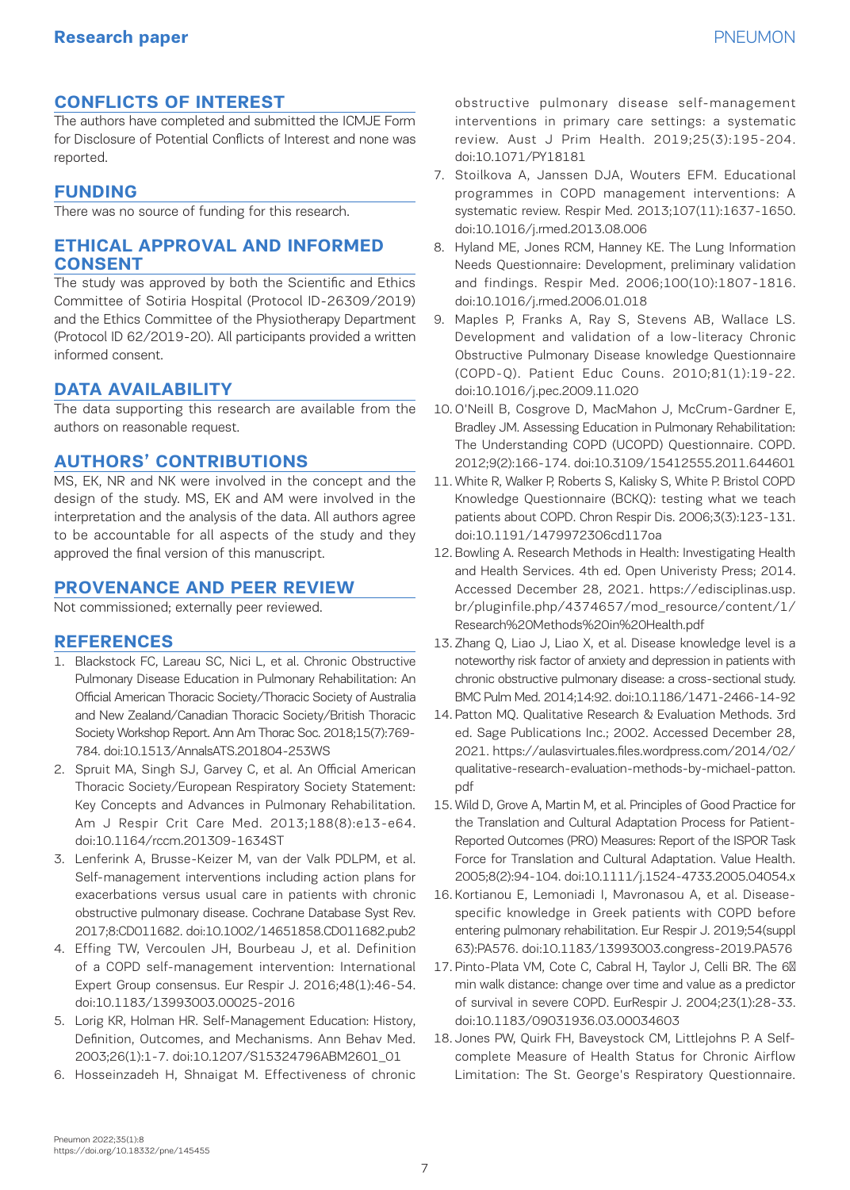## CONFLICTS OF INTEREST

The authors have completed and submitted the ICMJE Form for Disclosure of Potential Conflicts of Interest and none was reported.

## FUNDING

There was no source of funding for this research.

## ETHICAL APPROVAL AND INFORMED CONSENT

The study was approved by both the Scientific and Ethics Committee of Sotiria Hospital (Protocol ID-26309/2019) and the Ethics Committee of the Physiotherapy Department (Protocol ID 62/2019-20). All participants provided a written informed consent.

## DATA AVAILABILITY

The data supporting this research are available from the authors on reasonable request.

## AUTHORS' CONTRIBUTIONS

MS, EK, NR and NK were involved in the concept and the design of the study. MS, EK and AM were involved in the interpretation and the analysis of the data. All authors agree to be accountable for all aspects of the study and they approved the final version of this manuscript.

## PROVENANCE AND PEER REVIEW

Not commissioned; externally peer reviewed.

## REFERENCES

1. Blackstock FC, Lareau SC, Nici L, et al. Chronic Obstructive Pulmonary Disease Education in Pulmonary Rehabilitation: An Official American Thoracic Society/Thoracic Society of Australia and New Zealand/Canadian Thoracic Society/British Thoracic Society Workshop Report. Ann Am Thorac Soc. 2018;15(7):769-784. doi:10.1513/AnnalsATS.201804-253WS
2. Spruit MA, Singh SJ, Garvey C, et al. An Official American Thoracic Society/European Respiratory Society Statement: Key Concepts and Advances in Pulmonary Rehabilitation. Am J Respir Crit Care Med. 2013;188(8):e13-e64. doi:10.1164/rccm.201309-1634ST
3. Lenferink A, Brusse-Keizer M, van der Valk PDLPM, et al. Self-management interventions including action plans for exacerbations versus usual care in patients with chronic obstructive pulmonary disease. Cochrane Database Syst Rev. 2017;8:CD011682. doi:10.1002/14651858.CD011682.pub2
4. Effing TW, Vercoulen JH, Bourbeau J, et al. Definition of a COPD self-management intervention: International Expert Group consensus. Eur Respir J. 2016;48(1):46-54. doi:10.1183/13993003.00025-2016
5. Lorig KR, Holman HR. Self-Management Education: History, Definition, Outcomes, and Mechanisms. Ann Behav Med. 2003;26(1):1-7. doi:10.1207/S15324796ABM2601_01
6. Hosseinzadeh H, Shnaigat M. Effectiveness of chronic obstructive pulmonary disease self-management interventions in primary care settings: a systematic review. Aust J Prim Health. 2019;25(3):195-204. doi:10.1071/PY18181
7. Stoilkova A, Janssen DJA, Wouters EFM. Educational programmes in COPD management interventions: A systematic review. Respir Med. 2013;107(11):1637-1650. doi:10.1016/j.rmed.2013.08.006
8. Hyland ME, Jones RCM, Hanney KE. The Lung Information Needs Questionnaire: Development, preliminary validation and findings. Respir Med. 2006;100(10):1807-1816. doi:10.1016/j.rmed.2006.01.018
9. Maples P, Franks A, Ray S, Stevens AB, Wallace LS. Development and validation of a low-literacy Chronic Obstructive Pulmonary Disease knowledge Questionnaire (COPD-Q). Patient Educ Couns. 2010;81(1):19-22. doi:10.1016/j.pec.2009.11.020
10. O'Neill B, Cosgrove D, MacMahon J, McCrum-Gardner E, Bradley JM. Assessing Education in Pulmonary Rehabilitation: The Understanding COPD (UCOPD) Questionnaire. COPD. 2012;9(2):166-174. doi:10.3109/15412555.2011.644601
11. White R, Walker P, Roberts S, Kalisky S, White P. Bristol COPD Knowledge Questionnaire (BCKQ): testing what we teach patients about COPD. Chron Respir Dis. 2006;3(3):123-131. doi:10.1191/1479972306cd117oa
12. Bowling A. Research Methods in Health: Investigating Health and Health Services. 4th ed. Open Univeristy Press; 2014. Accessed December 28, 2021. https://edisciplinas.usp.br/pluginfile.php/4374657/mod_resource/content/1/Research%20Methods%20in%20Health.pdf
13. Zhang Q, Liao J, Liao X, et al. Disease knowledge level is a noteworthy risk factor of anxiety and depression in patients with chronic obstructive pulmonary disease: a cross-sectional study. BMC Pulm Med. 2014;14:92. doi:10.1186/1471-2466-14-92
14. Patton MQ. Qualitative Research & Evaluation Methods. 3rd ed. Sage Publications Inc.; 2002. Accessed December 28, 2021. https://aulasvirtuales.files.wordpress.com/2014/02/qualitative-research-evaluation-methods-by-michael-patton.pdf
15. Wild D, Grove A, Martin M, et al. Principles of Good Practice for the Translation and Cultural Adaptation Process for Patient-Reported Outcomes (PRO) Measures: Report of the ISPOR Task Force for Translation and Cultural Adaptation. Value Health. 2005;8(2):94-104. doi:10.1111/j.1524-4733.2005.04054.x
16. Kortianou E, Lemoniadi I, Mavronasou A, et al. Disease-specific knowledge in Greek patients with COPD before entering pulmonary rehabilitation. Eur Respir J. 2019;54(suppl 63):PA576. doi:10.1183/13993003.congress-2019.PA576
17. Pinto-Plata VM, Cote C, Cabral H, Taylor J, Celli BR. The 6 min walk distance: change over time and value as a predictor of survival in severe COPD. EurRespir J. 2004;23(1):28-33. doi:10.1183/09031936.03.00034603
18. Jones PW, Quirk FH, Baveystock CM, Littlejohns P. A Self-complete Measure of Health Status for Chronic Airflow Limitation: The St. George's Respiratory Questionnaire.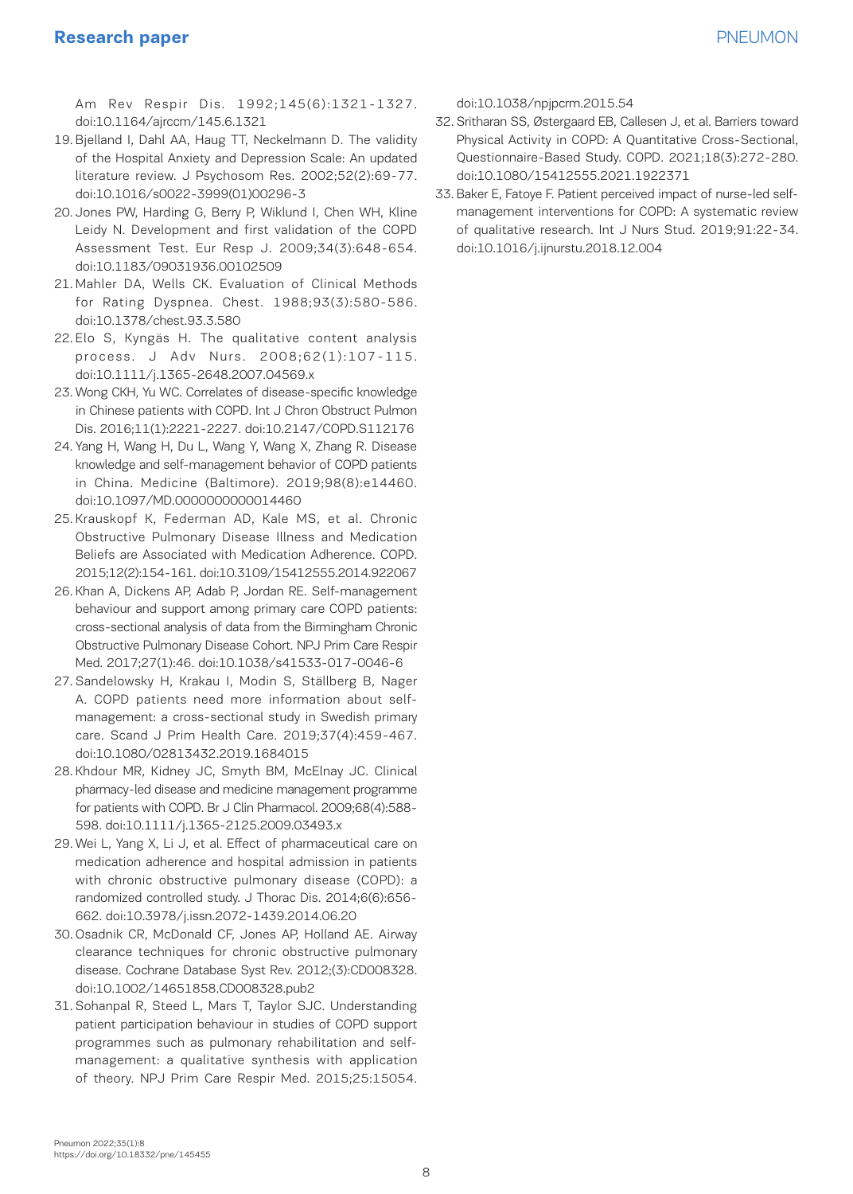Am Rev Respir Dis. 1992;145(6):1321-1327. doi:10.1164/ajrccm/145.6.1321

19. Bjelland I, Dahl AA, Haug TT, Neckelmann D. The validity of the Hospital Anxiety and Depression Scale: An updated literature review. J Psychosom Res. 2002;52(2):69-77. doi:10.1016/s0022-3999(01)00296-3
20. Jones PW, Harding G, Berry P, Wiklund I, Chen WH, Kline Leidy N. Development and first validation of the COPD Assessment Test. Eur Resp J. 2009;34(3):648-654. doi:10.1183/09031936.00102509
21. Mahler DA, Wells CK. Evaluation of Clinical Methods for Rating Dyspnea. Chest. 1988;93(3):580-586. doi:10.1378/chest.93.3.580
22. Elo S, Kyngäs H. The qualitative content analysis process. J Adv Nurs. 2008;62(1):107-115. doi:10.1111/j.1365-2648.2007.04569.x
23. Wong CKH, Yu WC. Correlates of disease-specific knowledge in Chinese patients with COPD. Int J Chron Obstruct Pulmon Dis. 2016;11(1):2221-2227. doi:10.2147/COPD.S112176
24. Yang H, Wang H, Du L, Wang Y, Wang X, Zhang R. Disease knowledge and self-management behavior of COPD patients in China. Medicine (Baltimore). 2019;98(8):e14460. doi:10.1097/MD.0000000000014460
25. Krauskopf K, Federman AD, Kale MS, et al. Chronic Obstructive Pulmonary Disease Illness and Medication Beliefs are Associated with Medication Adherence. COPD. 2015;12(2):154-161. doi:10.3109/15412555.2014.922067
26. Khan A, Dickens AP, Adab P, Jordan RE. Self-management behaviour and support among primary care COPD patients: cross-sectional analysis of data from the Birmingham Chronic Obstructive Pulmonary Disease Cohort. NPJ Prim Care Respir Med. 2017;27(1):46. doi:10.1038/s41533-017-0046-6
27. Sandelowsky H, Krakau I, Modin S, Ställberg B, Nager A. COPD patients need more information about self-management: a cross-sectional study in Swedish primary care. Scand J Prim Health Care. 2019;37(4):459-467. doi:10.1080/02813432.2019.1684015
28. Khdour MR, Kidney JC, Smyth BM, McElnay JC. Clinical pharmacy-led disease and medicine management programme for patients with COPD. Br J Clin Pharmacol. 2009;68(4):588-598. doi:10.1111/j.1365-2125.2009.03493.x
29. Wei L, Yang X, Li J, et al. Effect of pharmaceutical care on medication adherence and hospital admission in patients with chronic obstructive pulmonary disease (COPD): a randomized controlled study. J Thorac Dis. 2014;6(6):656-662. doi:10.3978/j.issn.2072-1439.2014.06.20
30. Osadnik CR, McDonald CF, Jones AP, Holland AE. Airway clearance techniques for chronic obstructive pulmonary disease. Cochrane Database Syst Rev. 2012;(3):CD008328. doi:10.1002/14651858.CD008328.pub2
31. Sohanpal R, Steed L, Mars T, Taylor SJC. Understanding patient participation behaviour in studies of COPD support programmes such as pulmonary rehabilitation and self-management: a qualitative synthesis with application of theory. NPJ Prim Care Respir Med. 2015;25:15054. doi:10.1038/npjpcrm.2015.54
32. Sritharan SS, Østergaard EB, Callesen J, et al. Barriers toward Physical Activity in COPD: A Quantitative Cross-Sectional, Questionnaire-Based Study. COPD. 2021;18(3):272-280. doi:10.1080/15412555.2021.1922371
33. Baker E, Fatoye F. Patient perceived impact of nurse-led self-management interventions for COPD: A systematic review of qualitative research. Int J Nurs Stud. 2019;91:22-34. doi:10.1016/j.ijnurstu.2018.12.004